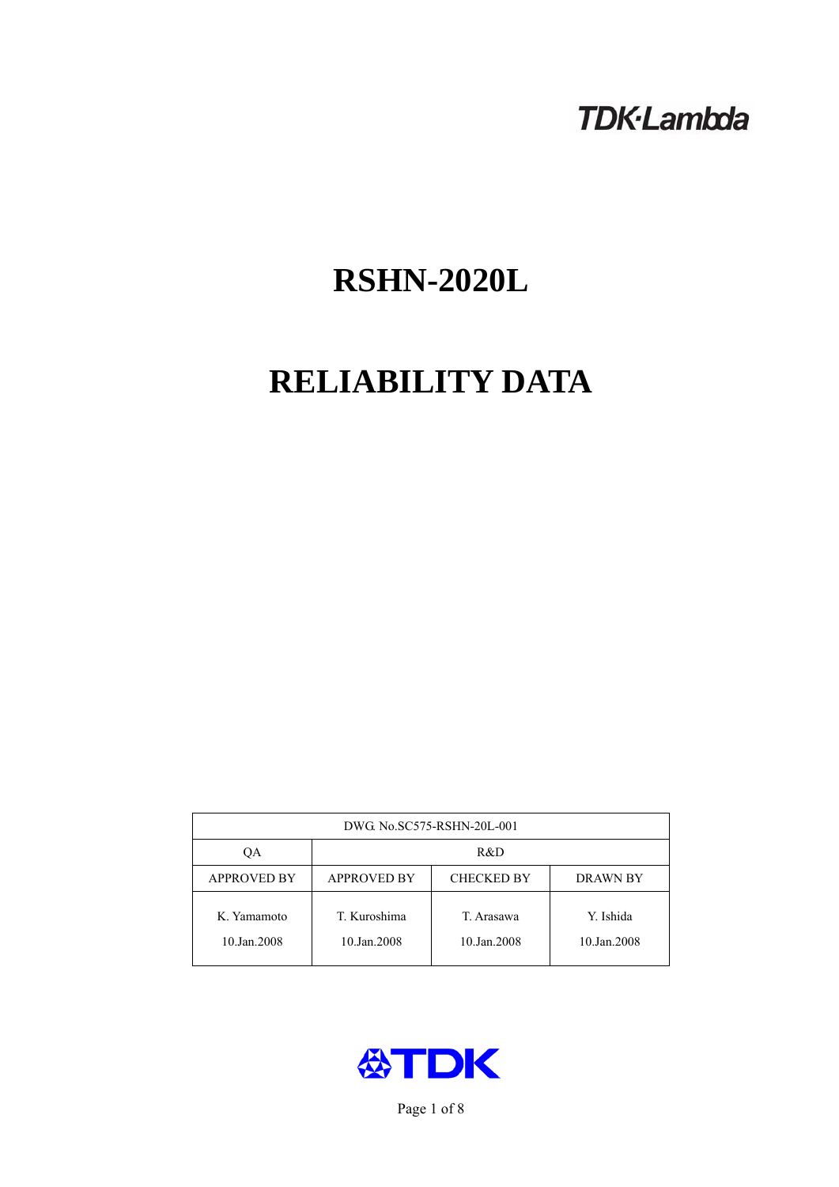TDK·Lambda

# RSHN-2020L

# RELIABILITY DATA

| DWG. No.SC575-RSHN-20L-001 | | | |
|---|---|---|---|
| QA | R&D | | |
| APPROVED BY | APPROVED BY | CHECKED BY | DRAWN BY |
| K. Yamamoto<br>10.Jan.2008 | T. Kuroshima<br>10.Jan.2008 | T. Arasawa<br>10.Jan.2008 | Y. Ishida<br>10.Jan.2008 |

TDK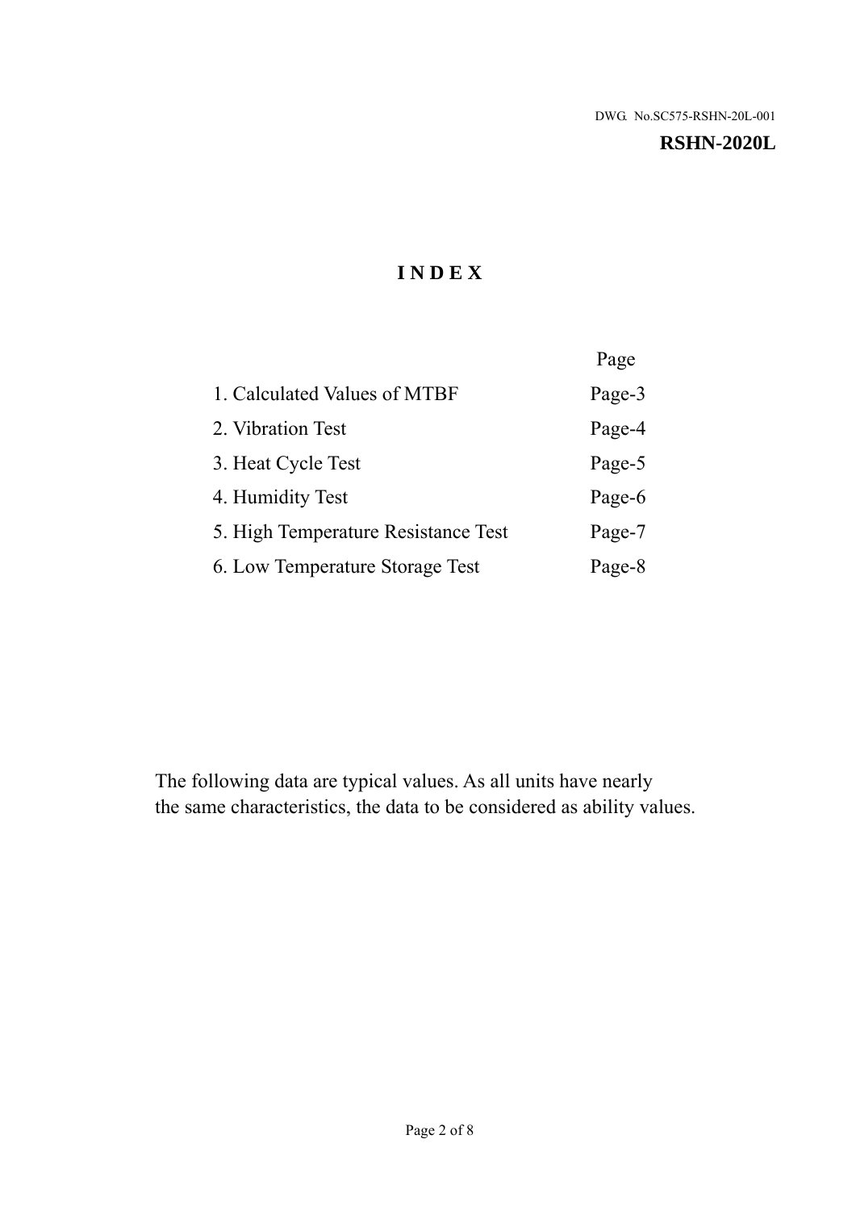DWG. No.SC575-RSHN-20L-001

**RSHN-2020L**

# INDEX

| | Page |
|---|---|
| 1. Calculated Values of MTBF | Page-3 |
| 2. Vibration Test | Page-4 |
| 3. Heat Cycle Test | Page-5 |
| 4. Humidity Test | Page-6 |
| 5. High Temperature Resistance Test | Page-7 |
| 6. Low Temperature Storage Test | Page-8 |

The following data are typical values. As all units have nearly the same characteristics, the data to be considered as ability values.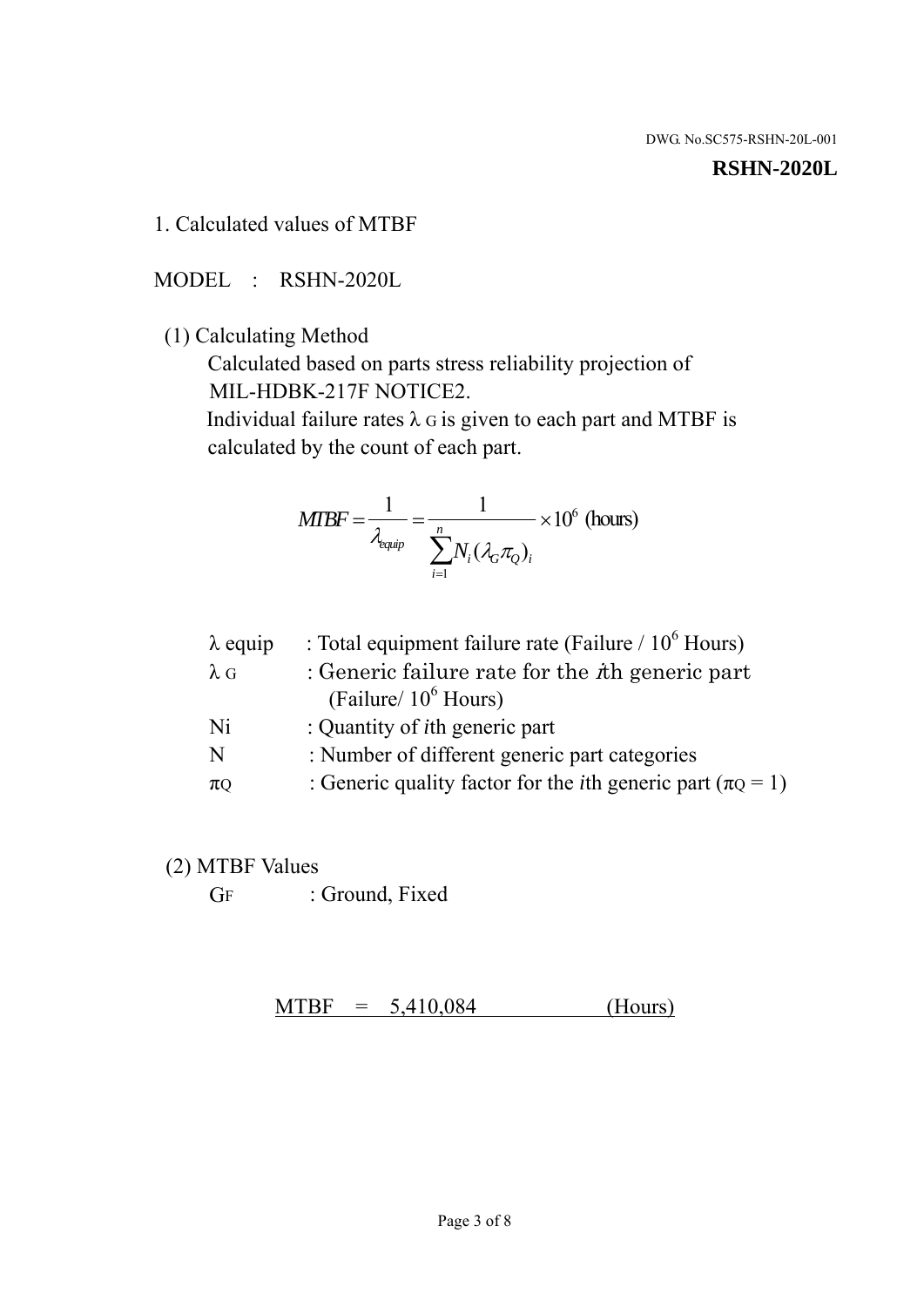DWG. No.SC575-RSHN-20L-001

**RSHN-2020L**

1. Calculated values of MTBF

MODEL : RSHN-2020L

(1) Calculating Method

Calculated based on parts stress reliability projection of MIL-HDBK-217F NOTICE2.

Individual failure rates $\lambda_G$ is given to each part and MTBF is calculated by the count of each part.

$$MTBF = \frac{1}{\lambda_{equip}} = \frac{1}{\sum_{i=1}^{n} N_i (\lambda_G \pi_Q)_i} \times 10^6 \text{ (hours)}$$

| | |
|---|---|
| $\lambda$ equip | : Total equipment failure rate (Failure / $10^6$ Hours) |
| $\lambda_G$ | : Generic failure rate for the $i$th generic part (Failure/ $10^6$ Hours) |
| Ni | : Quantity of $i$th generic part |
| N | : Number of different generic part categories |
| $\pi_Q$ | : Generic quality factor for the $i$th generic part ($\pi_Q = 1$) |

(2) MTBF Values

$G_F$ : Ground, Fixed

MTBF = 5,410,084 (Hours)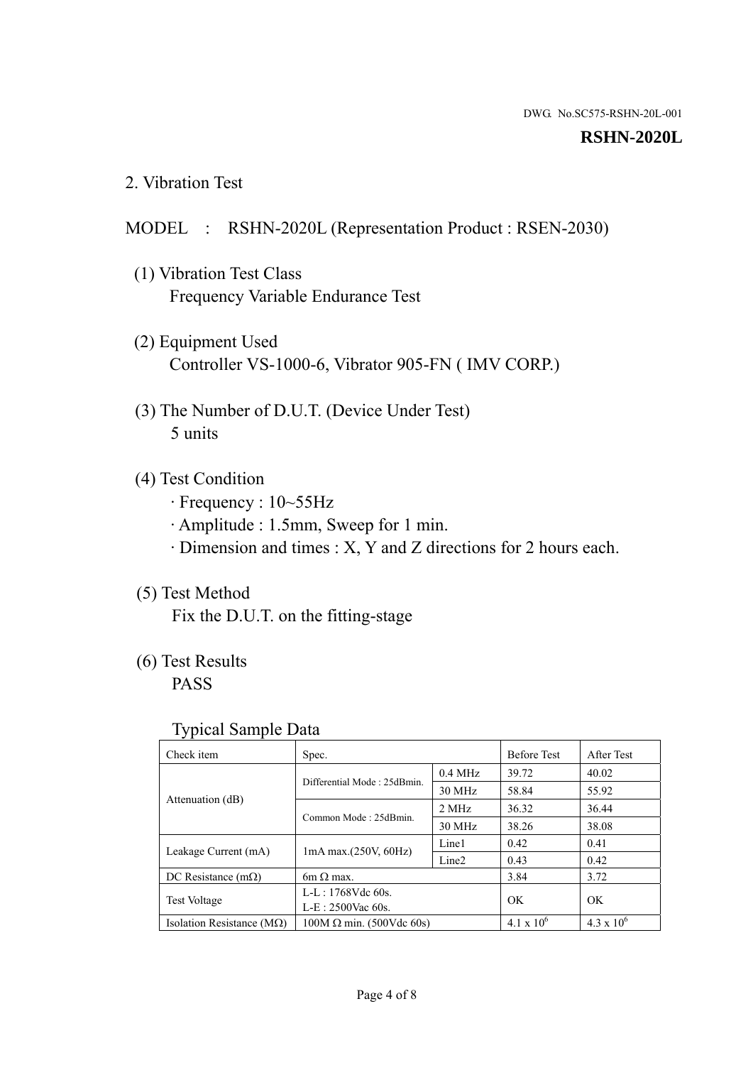DWG. No.SC575-RSHN-20L-001

**RSHN-2020L**

## 2. Vibration Test

MODEL : RSHN-2020L (Representation Product : RSEN-2030)

(1) Vibration Test Class
Frequency Variable Endurance Test

(2) Equipment Used
Controller VS-1000-6, Vibrator 905-FN ( IMV CORP.)

(3) The Number of D.U.T. (Device Under Test)
5 units

(4) Test Condition
· Frequency : 10~55Hz
· Amplitude : 1.5mm, Sweep for 1 min.
· Dimension and times : X, Y and Z directions for 2 hours each.

(5) Test Method
Fix the D.U.T. on the fitting-stage

(6) Test Results
PASS

Typical Sample Data

| Check item | Spec. | | Before Test | After Test |
|---|---|---|---|---|
| Attenuation (dB) | Differential Mode : 25dBmin. | 0.4 MHz | 39.72 | 40.02 |
| | | 30 MHz | 58.84 | 55.92 |
| | Common Mode : 25dBmin. | 2 MHz | 36.32 | 36.44 |
| | | 30 MHz | 38.26 | 38.08 |
| Leakage Current (mA) | 1mA max.(250V, 60Hz) | Line1 | 0.42 | 0.41 |
| | | Line2 | 0.43 | 0.42 |
| DC Resistance (mΩ) | 6m Ω max. | | 3.84 | 3.72 |
| Test Voltage | L-L : 1768Vdc 60s. L-E : 2500Vac 60s. | | OK | OK |
| Isolation Resistance (MΩ) | 100M Ω min. (500Vdc 60s) | | $4.1 \times 10^6$ | $4.3 \times 10^6$ |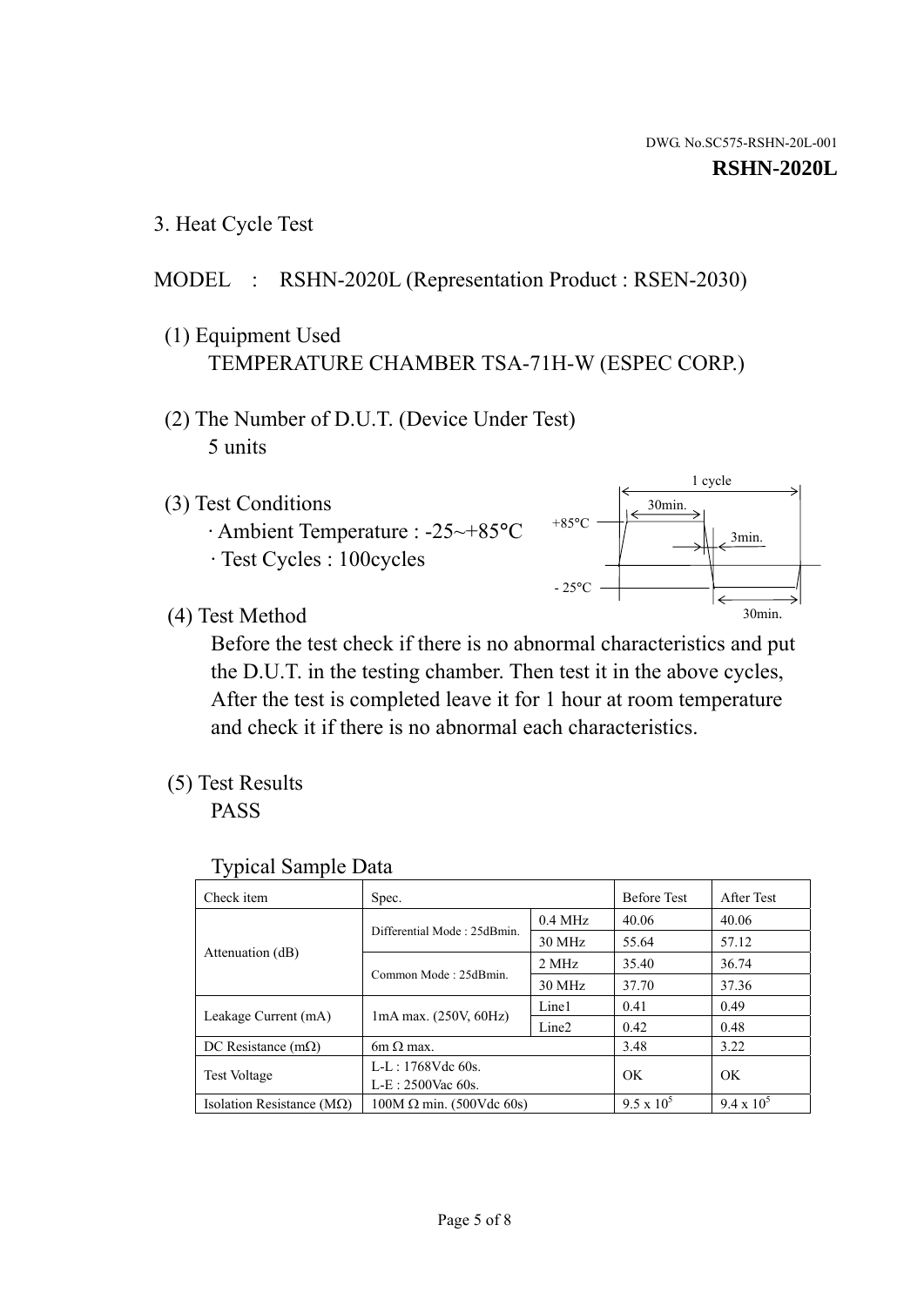DWG. No.SC575-RSHN-20L-001

**RSHN-2020L**

## 3. Heat Cycle Test

MODEL : RSHN-2020L (Representation Product : RSEN-2030)

(1) Equipment Used

TEMPERATURE CHAMBER TSA-71H-W (ESPEC CORP.)

(2) The Number of D.U.T. (Device Under Test)

5 units

(3) Test Conditions

· Ambient Temperature : -25~+85°C

· Test Cycles : 100cycles

1 cycle, 30min., 3min., +85°C, - 25°C, 30min.

(4) Test Method

Before the test check if there is no abnormal characteristics and put the D.U.T. in the testing chamber. Then test it in the above cycles, After the test is completed leave it for 1 hour at room temperature and check it if there is no abnormal each characteristics.

(5) Test Results

PASS

Typical Sample Data

| Check item | Spec. | | Before Test | After Test |
|---|---|---|---|---|
| Attenuation (dB) | Differential Mode : 25dBmin. | 0.4 MHz | 40.06 | 40.06 |
| | | 30 MHz | 55.64 | 57.12 |
| | Common Mode : 25dBmin. | 2 MHz | 35.40 | 36.74 |
| | | 30 MHz | 37.70 | 37.36 |
| Leakage Current (mA) | 1mA max. (250V, 60Hz) | Line1 | 0.41 | 0.49 |
| | | Line2 | 0.42 | 0.48 |
| DC Resistance (mΩ) | 6m Ω max. | | 3.48 | 3.22 |
| Test Voltage | L-L : 1768Vdc 60s.<br>L-E : 2500Vac 60s. | | OK | OK |
| Isolation Resistance (MΩ) | 100M Ω min. (500Vdc 60s) | | $9.5 \times 10^5$ | $9.4 \times 10^5$ |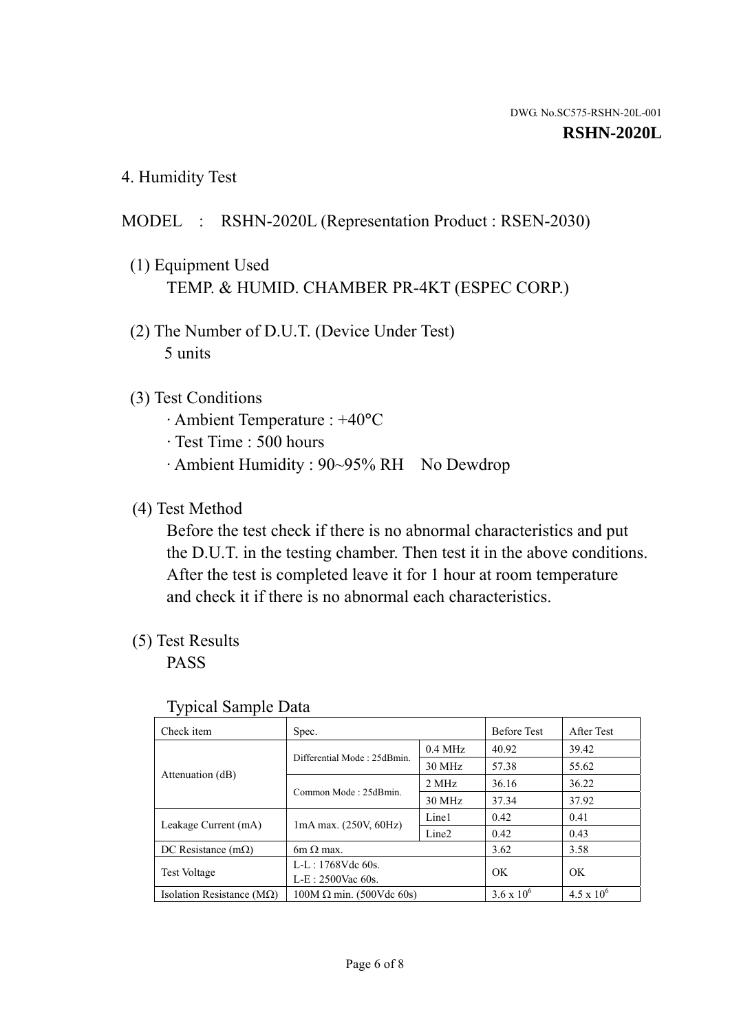DWG. No.SC575-RSHN-20L-001

**RSHN-2020L**

## 4. Humidity Test

MODEL : RSHN-2020L (Representation Product : RSEN-2030)

(1) Equipment Used
TEMP. & HUMID. CHAMBER PR-4KT (ESPEC CORP.)

(2) The Number of D.U.T. (Device Under Test)
5 units

(3) Test Conditions
· Ambient Temperature : +40°C
· Test Time : 500 hours
· Ambient Humidity : 90~95% RH No Dewdrop

(4) Test Method
Before the test check if there is no abnormal characteristics and put the D.U.T. in the testing chamber. Then test it in the above conditions. After the test is completed leave it for 1 hour at room temperature and check it if there is no abnormal each characteristics.

(5) Test Results
PASS

Typical Sample Data

| Check item | Spec. | | Before Test | After Test |
|---|---|---|---|---|
| Attenuation (dB) | Differential Mode : 25dBmin. | 0.4 MHz | 40.92 | 39.42 |
| | | 30 MHz | 57.38 | 55.62 |
| | Common Mode : 25dBmin. | 2 MHz | 36.16 | 36.22 |
| | | 30 MHz | 37.34 | 37.92 |
| Leakage Current (mA) | 1mA max. (250V, 60Hz) | Line1 | 0.42 | 0.41 |
| | | Line2 | 0.42 | 0.43 |
| DC Resistance (mΩ) | 6m Ω max. | | 3.62 | 3.58 |
| Test Voltage | L-L : 1768Vdc 60s.<br>L-E : 2500Vac 60s. | | OK | OK |
| Isolation Resistance (MΩ) | 100M Ω min. (500Vdc 60s) | | $3.6 \times 10^6$ | $4.5 \times 10^6$ |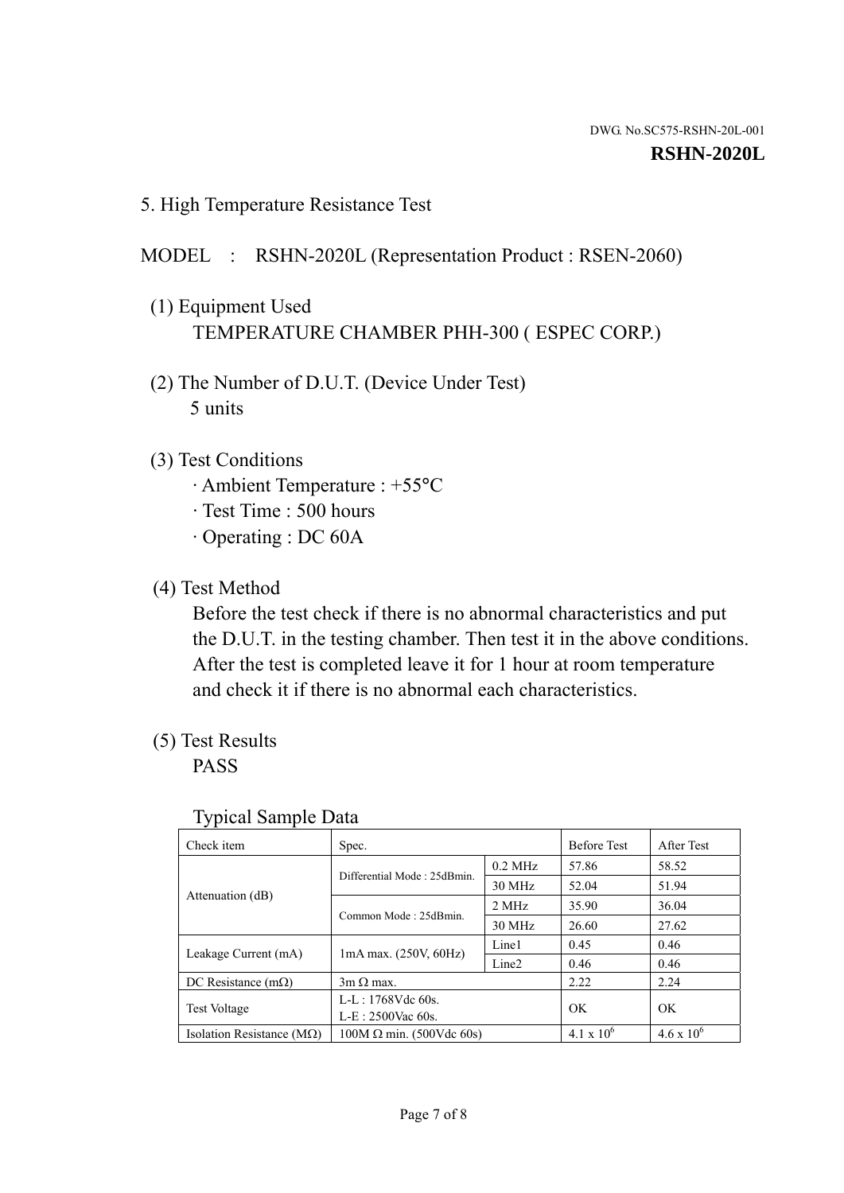DWG. No.SC575-RSHN-20L-001

**RSHN-2020L**

## 5. High Temperature Resistance Test

MODEL : RSHN-2020L (Representation Product : RSEN-2060)

(1) Equipment Used
TEMPERATURE CHAMBER PHH-300 ( ESPEC CORP.)

(2) The Number of D.U.T. (Device Under Test)
5 units

(3) Test Conditions
· Ambient Temperature : +55°C
· Test Time : 500 hours
· Operating : DC 60A

(4) Test Method
Before the test check if there is no abnormal characteristics and put the D.U.T. in the testing chamber. Then test it in the above conditions. After the test is completed leave it for 1 hour at room temperature and check it if there is no abnormal each characteristics.

(5) Test Results
PASS

Typical Sample Data

| Check item | Spec. | | Before Test | After Test |
|---|---|---|---|---|
| Attenuation (dB) | Differential Mode : 25dBmin. | 0.2 MHz | 57.86 | 58.52 |
| | | 30 MHz | 52.04 | 51.94 |
| | Common Mode : 25dBmin. | 2 MHz | 35.90 | 36.04 |
| | | 30 MHz | 26.60 | 27.62 |
| Leakage Current (mA) | 1mA max. (250V, 60Hz) | Line1 | 0.45 | 0.46 |
| | | Line2 | 0.46 | 0.46 |
| DC Resistance (mΩ) | 3m Ω max. | | 2.22 | 2.24 |
| Test Voltage | L-L : 1768Vdc 60s.<br>L-E : 2500Vac 60s. | | OK | OK |
| Isolation Resistance (MΩ) | 100M Ω min. (500Vdc 60s) | | $4.1 \times 10^6$ | $4.6 \times 10^6$ |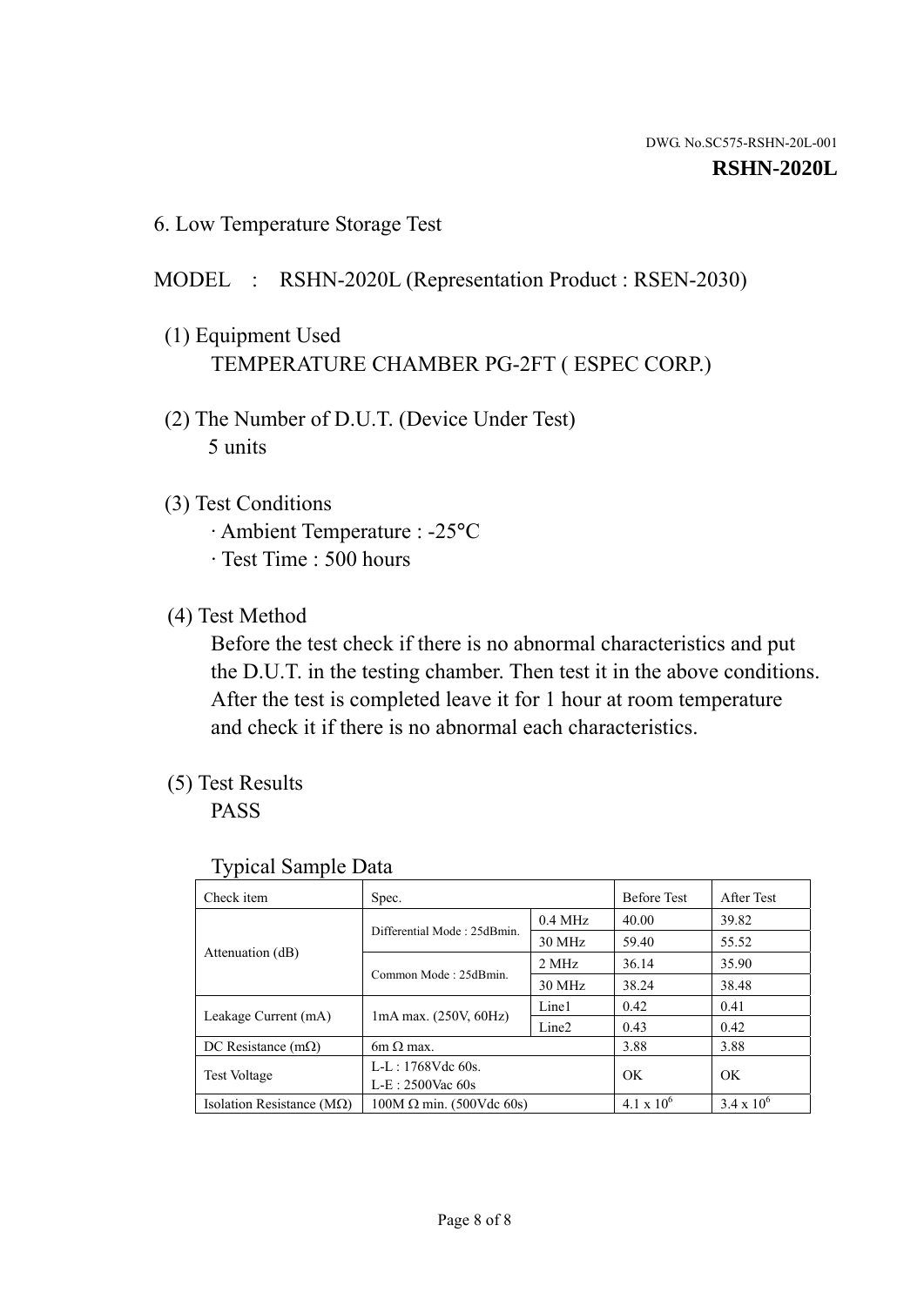DWG. No.SC575-RSHN-20L-001

**RSHN-2020L**

## 6. Low Temperature Storage Test

MODEL : RSHN-2020L (Representation Product : RSEN-2030)

(1) Equipment Used
TEMPERATURE CHAMBER PG-2FT ( ESPEC CORP.)

(2) The Number of D.U.T. (Device Under Test)
5 units

(3) Test Conditions
· Ambient Temperature : -25°C
· Test Time : 500 hours

(4) Test Method
Before the test check if there is no abnormal characteristics and put the D.U.T. in the testing chamber. Then test it in the above conditions. After the test is completed leave it for 1 hour at room temperature and check it if there is no abnormal each characteristics.

(5) Test Results
PASS

Typical Sample Data

| Check item | Spec. | | Before Test | After Test |
|---|---|---|---|---|
| Attenuation (dB) | Differential Mode : 25dBmin. | 0.4 MHz | 40.00 | 39.82 |
| | | 30 MHz | 59.40 | 55.52 |
| | Common Mode : 25dBmin. | 2 MHz | 36.14 | 35.90 |
| | | 30 MHz | 38.24 | 38.48 |
| Leakage Current (mA) | 1mA max. (250V, 60Hz) | Line1 | 0.42 | 0.41 |
| | | Line2 | 0.43 | 0.42 |
| DC Resistance (mΩ) | 6m Ω max. | | 3.88 | 3.88 |
| Test Voltage | L-L : 1768Vdc 60s. L-E : 2500Vac 60s | | OK | OK |
| Isolation Resistance (MΩ) | 100M Ω min. (500Vdc 60s) | | $4.1 \times 10^6$ | $3.4 \times 10^6$ |